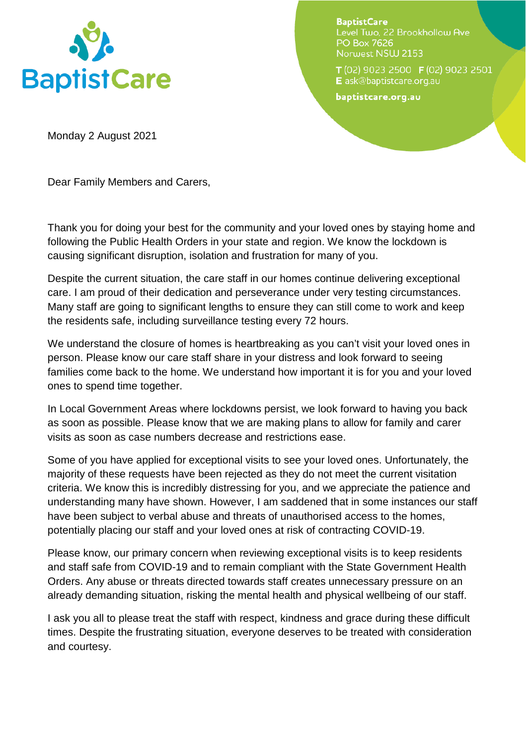BaptistCare

**BaptistCare**
Level Two, 22 Brookhollow Ave
PO Box 7626
Norwest NSW 2153

**T** (02) 9023 2500 **F** (02) 9023 2501
**E** ask@baptistcare.org.au

**baptistcare.org.au**

Monday 2 August 2021

Dear Family Members and Carers,

Thank you for doing your best for the community and your loved ones by staying home and following the Public Health Orders in your state and region. We know the lockdown is causing significant disruption, isolation and frustration for many of you.

Despite the current situation, the care staff in our homes continue delivering exceptional care. I am proud of their dedication and perseverance under very testing circumstances. Many staff are going to significant lengths to ensure they can still come to work and keep the residents safe, including surveillance testing every 72 hours.

We understand the closure of homes is heartbreaking as you can't visit your loved ones in person. Please know our care staff share in your distress and look forward to seeing families come back to the home. We understand how important it is for you and your loved ones to spend time together.

In Local Government Areas where lockdowns persist, we look forward to having you back as soon as possible. Please know that we are making plans to allow for family and carer visits as soon as case numbers decrease and restrictions ease.

Some of you have applied for exceptional visits to see your loved ones. Unfortunately, the majority of these requests have been rejected as they do not meet the current visitation criteria. We know this is incredibly distressing for you, and we appreciate the patience and understanding many have shown. However, I am saddened that in some instances our staff have been subject to verbal abuse and threats of unauthorised access to the homes, potentially placing our staff and your loved ones at risk of contracting COVID-19.

Please know, our primary concern when reviewing exceptional visits is to keep residents and staff safe from COVID-19 and to remain compliant with the State Government Health Orders. Any abuse or threats directed towards staff creates unnecessary pressure on an already demanding situation, risking the mental health and physical wellbeing of our staff.

I ask you all to please treat the staff with respect, kindness and grace during these difficult times. Despite the frustrating situation, everyone deserves to be treated with consideration and courtesy.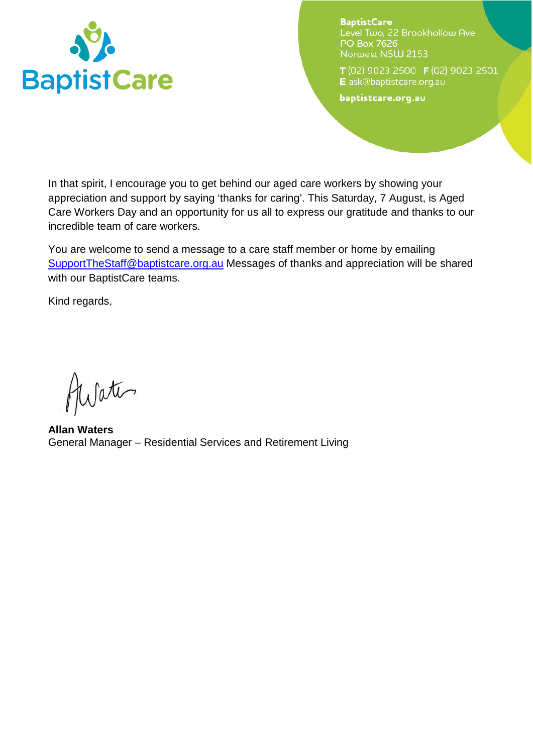BaptistCare
Level Two, 22 Brookhollow Ave
PO Box 7626
Norwest NSW 2153

T (02) 9023 2500 F (02) 9023 2501
E ask@baptistcare.org.au

baptistcare.org.au

In that spirit, I encourage you to get behind our aged care workers by showing your appreciation and support by saying 'thanks for caring'. This Saturday, 7 August, is Aged Care Workers Day and an opportunity for us all to express our gratitude and thanks to our incredible team of care workers.

You are welcome to send a message to a care staff member or home by emailing SupportTheStaff@baptistcare.org.au Messages of thanks and appreciation will be shared with our BaptistCare teams.

Kind regards,

**Allan Waters**
General Manager – Residential Services and Retirement Living